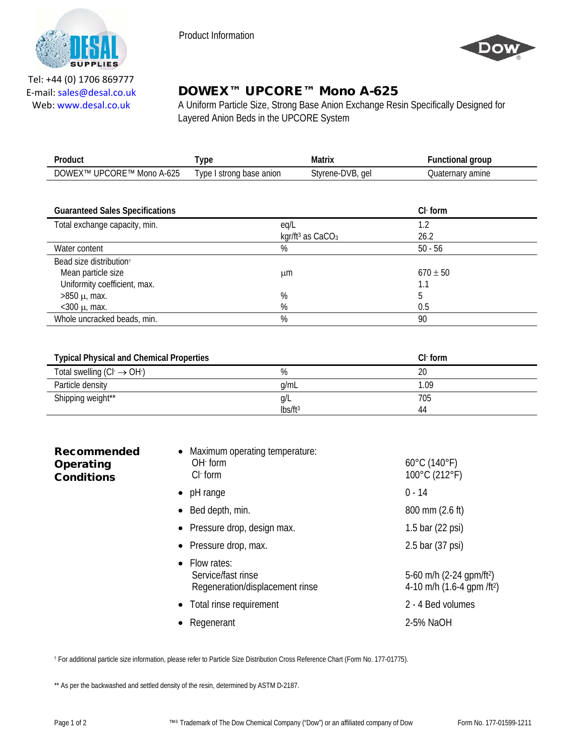Tel: +44 (0) 1706 869777
E-mail: sales@desal.co.uk
Web: www.desal.co.uk

Product Information

# DOWEX™ UPCORE™ Mono A-625

A Uniform Particle Size, Strong Base Anion Exchange Resin Specifically Designed for Layered Anion Beds in the UPCORE System

| Product | Type | Matrix | Functional group |
|---|---|---|---|
| DOWEX™ UPCORE™ Mono A-625 | Type I strong base anion | Styrene-DVB, gel | Quaternary amine |

| Guaranteed Sales Specifications | | $Cl^-$ form |
|---|---|---|
| Total exchange capacity, min. | eq/L | 1.2 |
| | kgr/ft$^3$ as $CaCO_3$ | 26.2 |
| Water content | % | 50 - 56 |
| Bead size distribution† | | |
| Mean particle size | µm | 670 ± 50 |
| Uniformity coefficient, max. | | 1.1 |
| >850 µ, max. | % | 5 |
| <300 µ, max. | % | 0.5 |
| Whole uncracked beads, min. | % | 90 |

| Typical Physical and Chemical Properties | | $Cl^-$ form |
|---|---|---|
| Total swelling ($Cl^- \rightarrow OH^-$) | % | 20 |
| Particle density | g/mL | 1.09 |
| Shipping weight** | g/L | 705 |
| | lbs/ft$^3$ | 44 |

## Recommended Operating Conditions

- Maximum operating temperature:
  - $OH^-$ form: 60°C (140°F)
  - $Cl^-$ form: 100°C (212°F)
- pH range: 0 - 14
- Bed depth, min.: 800 mm (2.6 ft)
- Pressure drop, design max.: 1.5 bar (22 psi)
- Pressure drop, max.: 2.5 bar (37 psi)
- Flow rates:
  - Service/fast rinse: 5-60 m/h (2-24 gpm/ft$^2$)
  - Regeneration/displacement rinse: 4-10 m/h (1.6-4 gpm /ft$^2$)
- Total rinse requirement: 2 - 4 Bed volumes
- Regenerant: 2-5% NaOH

† For additional particle size information, please refer to Particle Size Distribution Cross Reference Chart (Form No. 177-01775).

** As per the backwashed and settled density of the resin, determined by ASTM D-2187.

™® Trademark of The Dow Chemical Company ("Dow") or an affiliated company of Dow

Form No. 177-01599-1211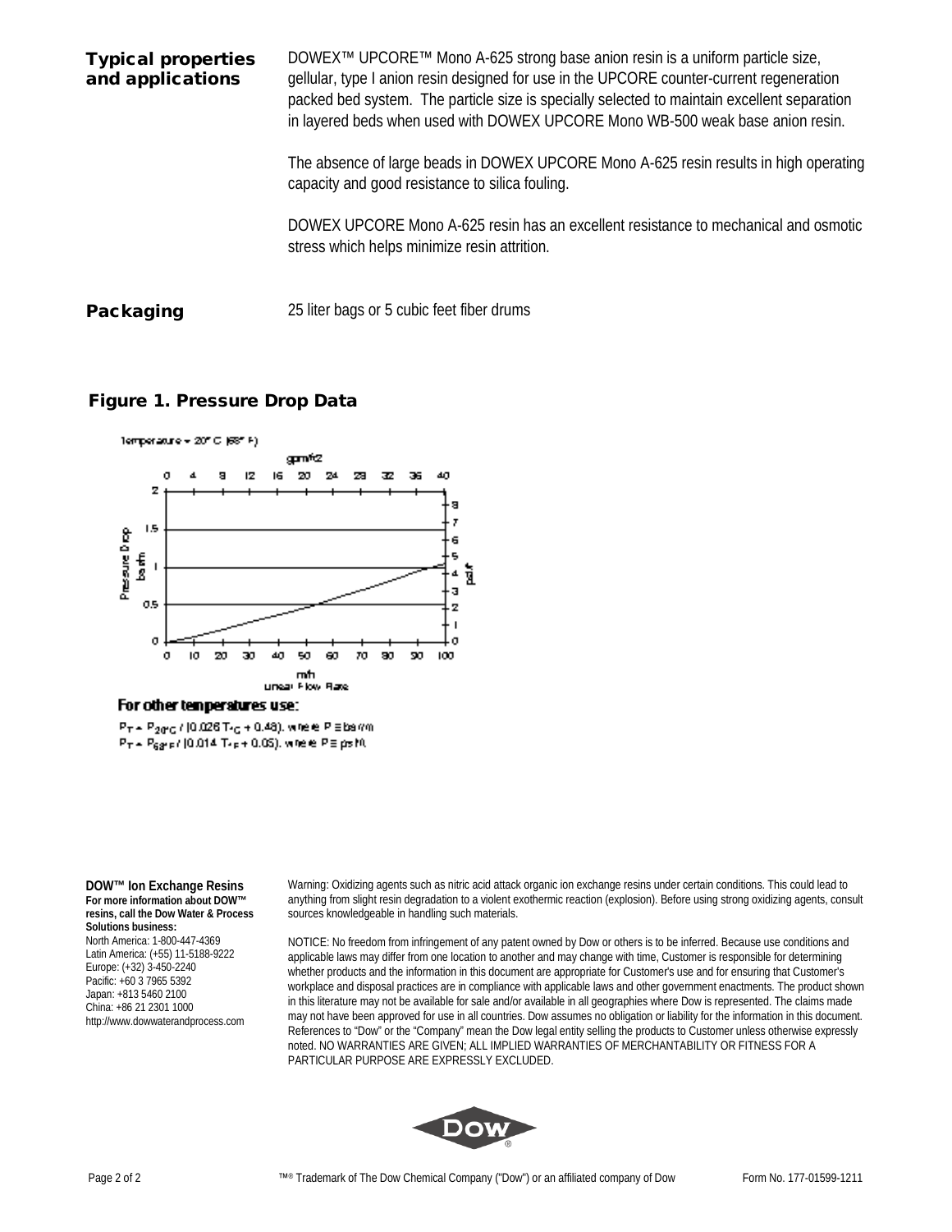## Typical properties and applications

DOWEX™ UPCORE™ Mono A-625 strong base anion resin is a uniform particle size, gellular, type I anion resin designed for use in the UPCORE counter-current regeneration packed bed system. The particle size is specially selected to maintain excellent separation in layered beds when used with DOWEX UPCORE Mono WB-500 weak base anion resin.

The absence of large beads in DOWEX UPCORE Mono A-625 resin results in high operating capacity and good resistance to silica fouling.

DOWEX UPCORE Mono A-625 resin has an excellent resistance to mechanical and osmotic stress which helps minimize resin attrition.

## Packaging

25 liter bags or 5 cubic feet fiber drums

## Figure 1. Pressure Drop Data

Temperature = 20° C (68° F)

gpm/ft2

0 4 8 12 16 20 24 28 32 36 40

Pressure Drop bar/m

0 0.5 1 1.5 2

psi/ft

0 1 2 3 4 5 6 7 8

0 10 20 30 40 50 60 70 80 90 100

m/h
Linear Flow Rate

**For other temperatures use:**

$P_T = P_{20°C} / (0.026\,T_{°C} + 0.48)$, where $P \equiv$ bar/m
$P_T = P_{68°F} / (0.014\,T_{°F} + 0.05)$, where $P \equiv$ psi/ft

**DOW™ Ion Exchange Resins**
**For more information about DOW™ resins, call the Dow Water & Process Solutions business:**
North America: 1-800-447-4369
Latin America: (+55) 11-5188-9222
Europe: (+32) 3-450-2240
Pacific: +60 3 7965 5392
Japan: +813 5460 2100
China: +86 21 2301 1000
http://www.dowwaterandprocess.com

Warning: Oxidizing agents such as nitric acid attack organic ion exchange resins under certain conditions. This could lead to anything from slight resin degradation to a violent exothermic reaction (explosion). Before using strong oxidizing agents, consult sources knowledgeable in handling such materials.

NOTICE: No freedom from infringement of any patent owned by Dow or others is to be inferred. Because use conditions and applicable laws may differ from one location to another and may change with time, Customer is responsible for determining whether products and the information in this document are appropriate for Customer's use and for ensuring that Customer's workplace and disposal practices are in compliance with applicable laws and other government enactments. The product shown in this literature may not be available for sale and/or available in all geographies where Dow is represented. The claims made may not have been approved for use in all countries. Dow assumes no obligation or liability for the information in this document. References to "Dow" or the "Company" mean the Dow legal entity selling the products to Customer unless otherwise expressly noted. NO WARRANTIES ARE GIVEN; ALL IMPLIED WARRANTIES OF MERCHANTABILITY OR FITNESS FOR A PARTICULAR PURPOSE ARE EXPRESSLY EXCLUDED.

™® Trademark of The Dow Chemical Company ("Dow") or an affiliated company of Dow

Form No. 177-01599-1211